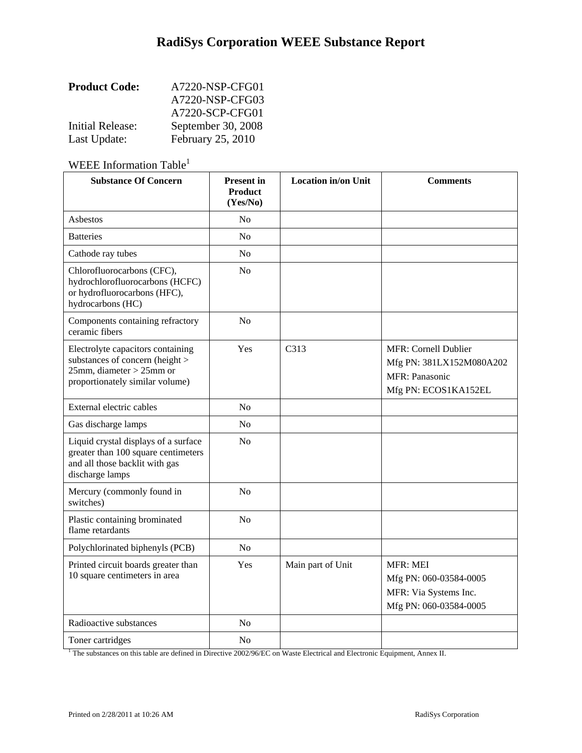# RadiSys Corporation WEEE Substance Report

| | |
|---|---|
| **Product Code:** | A7220-NSP-CFG01 |
| | A7220-NSP-CFG03 |
| | A7220-SCP-CFG01 |
| Initial Release: | September 30, 2008 |
| Last Update: | February 25, 2010 |

WEEE Information Table[1]

| Substance Of Concern | Present in Product (Yes/No) | Location in/on Unit | Comments |
|---|---|---|---|
| Asbestos | No | | |
| Batteries | No | | |
| Cathode ray tubes | No | | |
| Chlorofluorocarbons (CFC), hydrochlorofluorocarbons (HCFC) or hydrofluorocarbons (HFC), hydrocarbons (HC) | No | | |
| Components containing refractory ceramic fibers | No | | |
| Electrolyte capacitors containing substances of concern (height > 25mm, diameter > 25mm or proportionately similar volume) | Yes | C313 | MFR: Cornell Dublier<br>Mfg PN: 381LX152M080A202<br>MFR: Panasonic<br>Mfg PN: ECOS1KA152EL |
| External electric cables | No | | |
| Gas discharge lamps | No | | |
| Liquid crystal displays of a surface greater than 100 square centimeters and all those backlit with gas discharge lamps | No | | |
| Mercury (commonly found in switches) | No | | |
| Plastic containing brominated flame retardants | No | | |
| Polychlorinated biphenyls (PCB) | No | | |
| Printed circuit boards greater than 10 square centimeters in area | Yes | Main part of Unit | MFR: MEI<br>Mfg PN: 060-03584-0005<br>MFR: Via Systems Inc.<br>Mfg PN: 060-03584-0005 |
| Radioactive substances | No | | |
| Toner cartridges | No | | |

[1] The substances on this table are defined in Directive 2002/96/EC on Waste Electrical and Electronic Equipment, Annex II.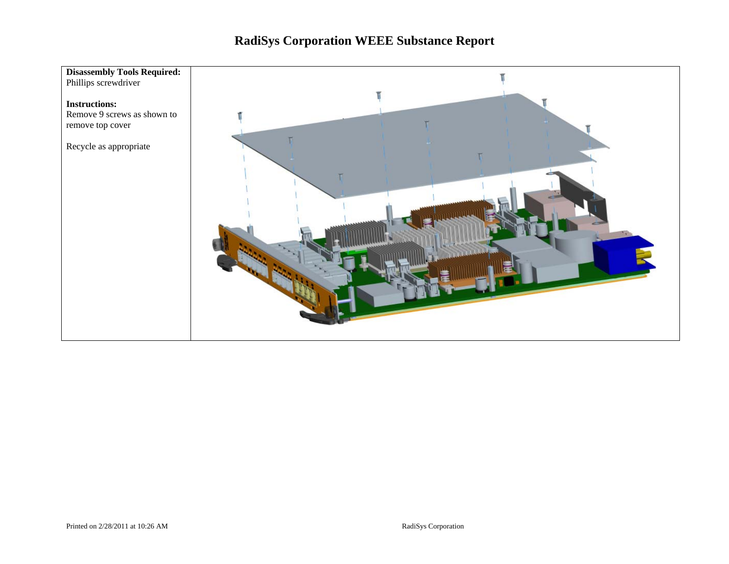# RadiSys Corporation WEEE Substance Report

**Disassembly Tools Required:**
Phillips screwdriver

**Instructions:**
Remove 9 screws as shown to remove top cover

Recycle as appropriate

Printed on 2/28/2011 at 10:26 AM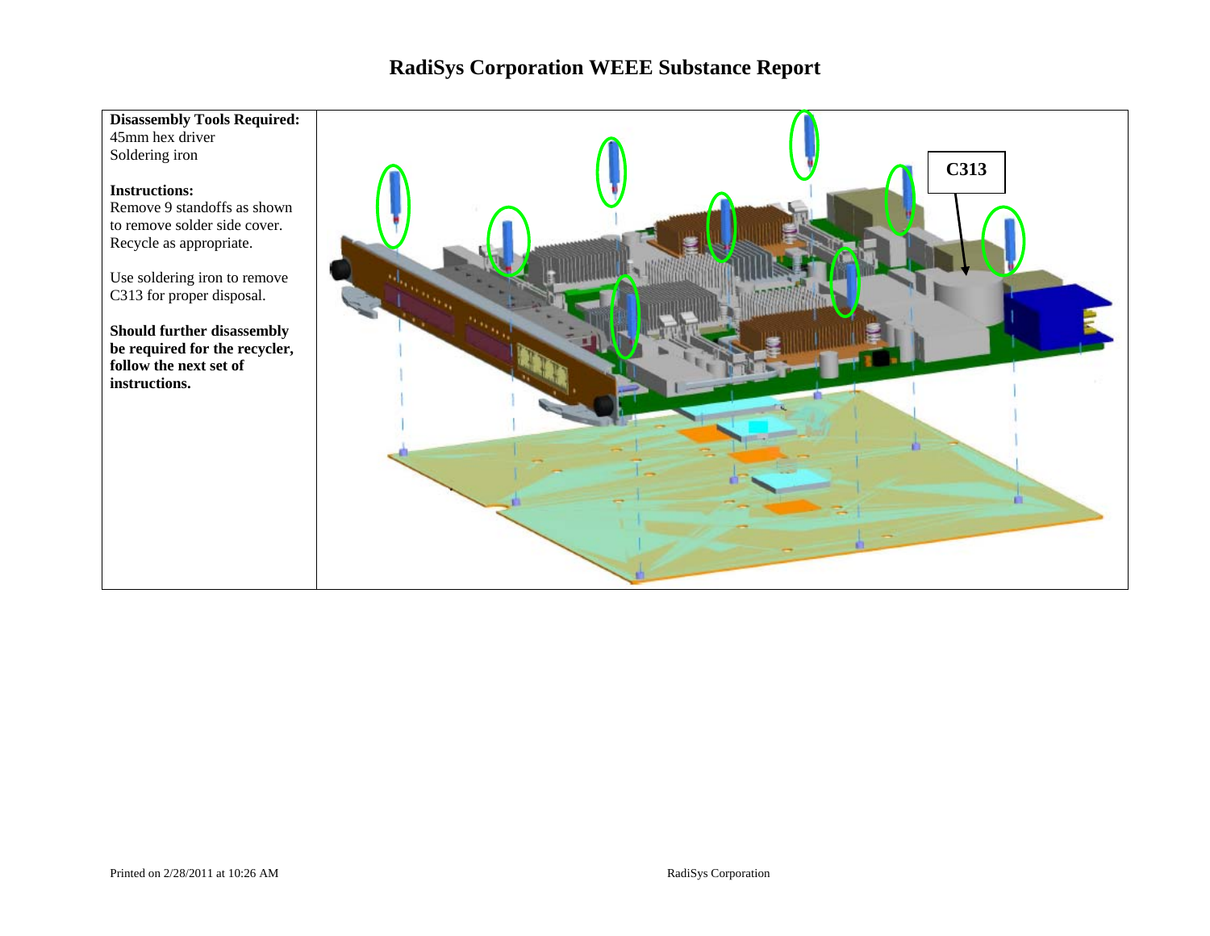# RadiSys Corporation WEEE Substance Report

**Disassembly Tools Required:**
45mm hex driver
Soldering iron

**Instructions:**
Remove 9 standoffs as shown to remove solder side cover. Recycle as appropriate.

Use soldering iron to remove C313 for proper disposal.

**Should further disassembly be required for the recycler, follow the next set of instructions.**

C313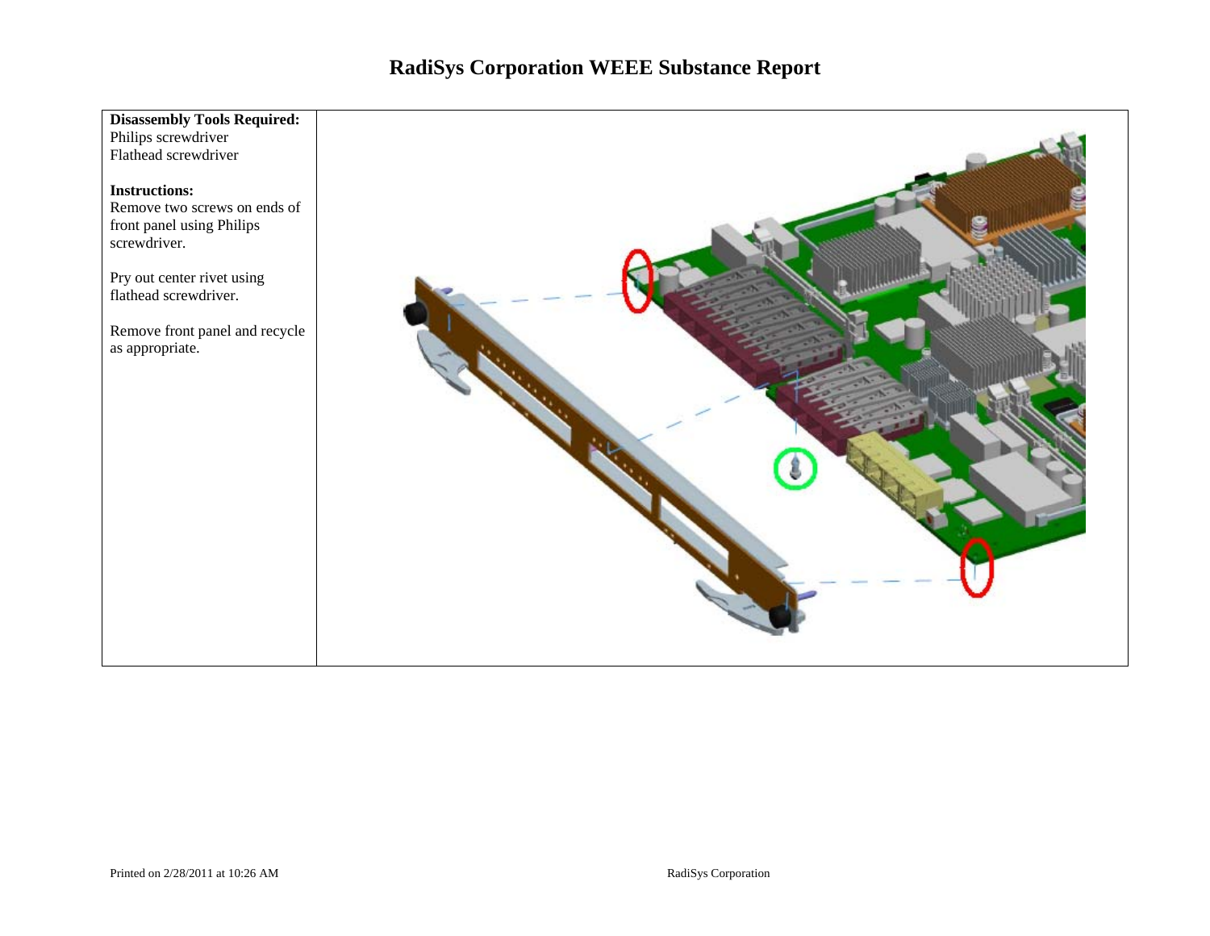**Disassembly Tools Required:**
Philips screwdriver
Flathead screwdriver

**Instructions:**
Remove two screws on ends of front panel using Philips screwdriver.

Pry out center rivet using flathead screwdriver.

Remove front panel and recycle as appropriate.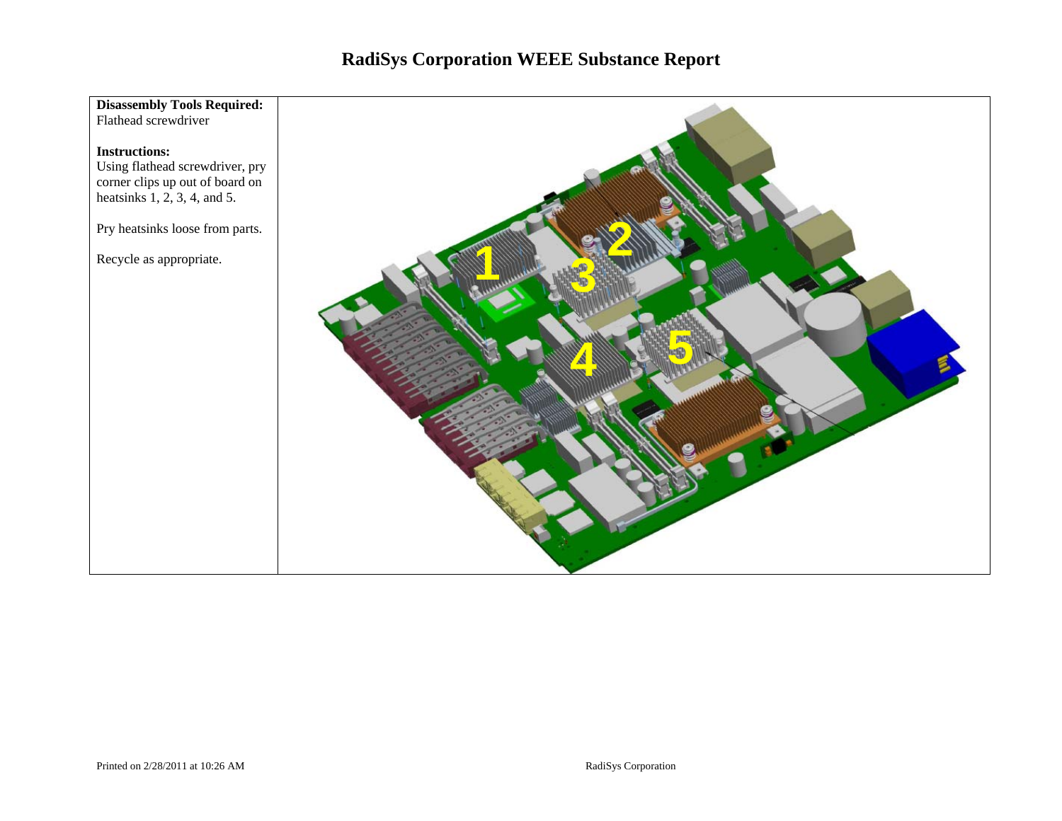# RadiSys Corporation WEEE Substance Report

**Disassembly Tools Required:**
Flathead screwdriver

**Instructions:**
Using flathead screwdriver, pry corner clips up out of board on heatsinks 1, 2, 3, 4, and 5.

Pry heatsinks loose from parts.

Recycle as appropriate.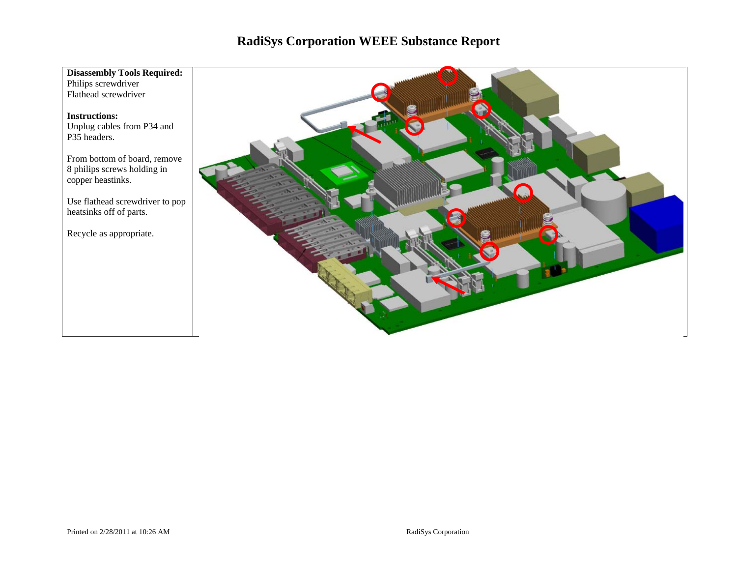# RadiSys Corporation WEEE Substance Report

**Disassembly Tools Required:**
Philips screwdriver
Flathead screwdriver

**Instructions:**
Unplug cables from P34 and P35 headers.

From bottom of board, remove 8 philips screws holding in copper heastinks.

Use flathead screwdriver to pop heatsinks off of parts.

Recycle as appropriate.